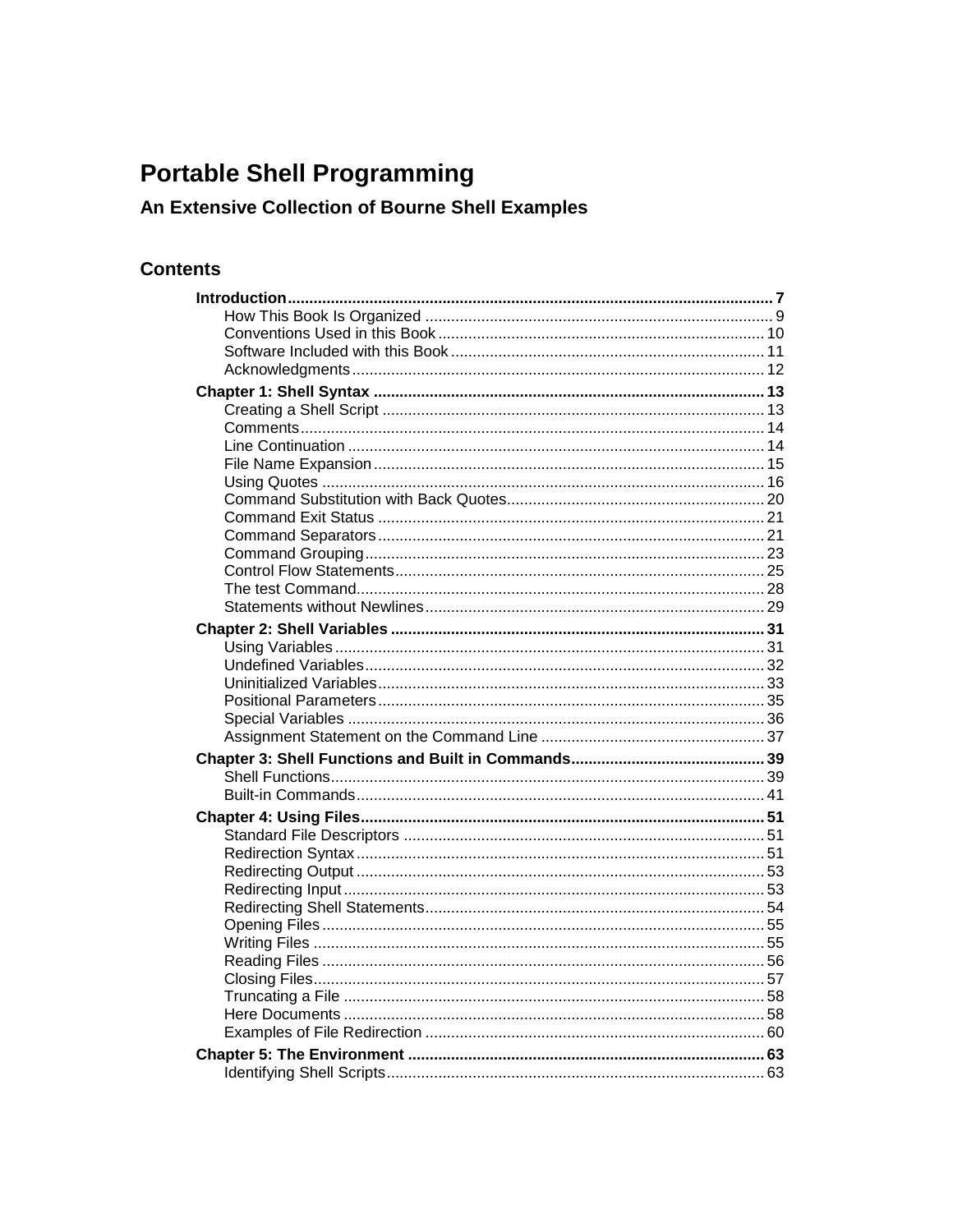# Portable Shell Programming

## An Extensive Collection of Bourne Shell Examples

### Contents

**Introduction** ..... **7**
- How This Book Is Organized ..... 9
- Conventions Used in this Book ..... 10
- Software Included with this Book ..... 11
- Acknowledgments ..... 12

**Chapter 1: Shell Syntax** ..... **13**
- Creating a Shell Script ..... 13
- Comments ..... 14
- Line Continuation ..... 14
- File Name Expansion ..... 15
- Using Quotes ..... 16
- Command Substitution with Back Quotes ..... 20
- Command Exit Status ..... 21
- Command Separators ..... 21
- Command Grouping ..... 23
- Control Flow Statements ..... 25
- The test Command ..... 28
- Statements without Newlines ..... 29

**Chapter 2: Shell Variables** ..... **31**
- Using Variables ..... 31
- Undefined Variables ..... 32
- Uninitialized Variables ..... 33
- Positional Parameters ..... 35
- Special Variables ..... 36
- Assignment Statement on the Command Line ..... 37

**Chapter 3: Shell Functions and Built in Commands** ..... **39**
- Shell Functions ..... 39
- Built-in Commands ..... 41

**Chapter 4: Using Files** ..... **51**
- Standard File Descriptors ..... 51
- Redirection Syntax ..... 51
- Redirecting Output ..... 53
- Redirecting Input ..... 53
- Redirecting Shell Statements ..... 54
- Opening Files ..... 55
- Writing Files ..... 55
- Reading Files ..... 56
- Closing Files ..... 57
- Truncating a File ..... 58
- Here Documents ..... 58
- Examples of File Redirection ..... 60

**Chapter 5: The Environment** ..... **63**
- Identifying Shell Scripts ..... 63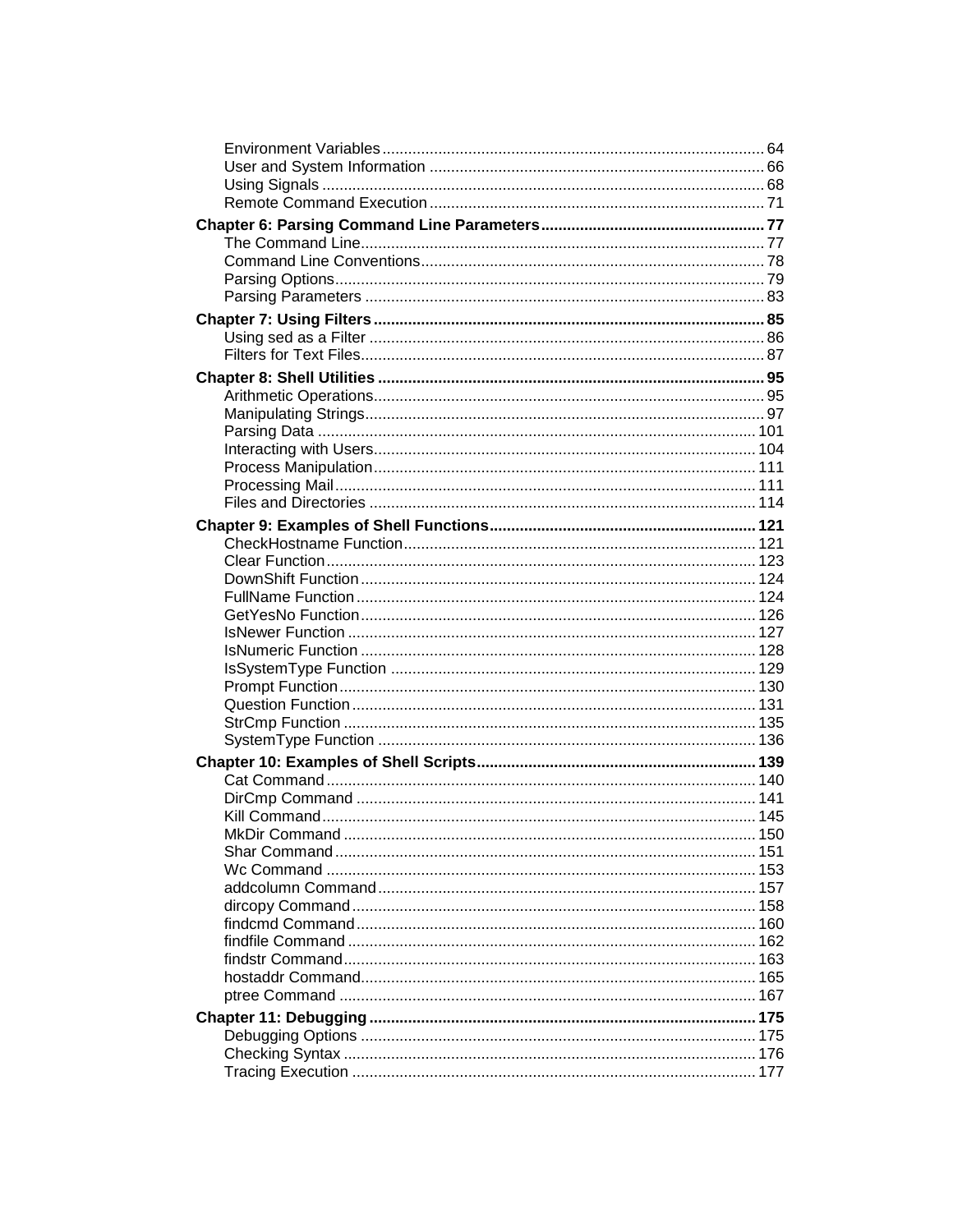Environment Variables ........ 64
User and System Information ........ 66
Using Signals ........ 68
Remote Command Execution ........ 71

**Chapter 6: Parsing Command Line Parameters ........ 77**

The Command Line ........ 77
Command Line Conventions ........ 78
Parsing Options ........ 79
Parsing Parameters ........ 83

**Chapter 7: Using Filters ........ 85**

Using sed as a Filter ........ 86
Filters for Text Files ........ 87

**Chapter 8: Shell Utilities ........ 95**

Arithmetic Operations ........ 95
Manipulating Strings ........ 97
Parsing Data ........ 101
Interacting with Users ........ 104
Process Manipulation ........ 111
Processing Mail ........ 111
Files and Directories ........ 114

**Chapter 9: Examples of Shell Functions ........ 121**

CheckHostname Function ........ 121
Clear Function ........ 123
DownShift Function ........ 124
FullName Function ........ 124
GetYesNo Function ........ 126
IsNewer Function ........ 127
IsNumeric Function ........ 128
IsSystemType Function ........ 129
Prompt Function ........ 130
Question Function ........ 131
StrCmp Function ........ 135
SystemType Function ........ 136

**Chapter 10: Examples of Shell Scripts ........ 139**

Cat Command ........ 140
DirCmp Command ........ 141
Kill Command ........ 145
MkDir Command ........ 150
Shar Command ........ 151
Wc Command ........ 153
addcolumn Command ........ 157
dircopy Command ........ 158
findcmd Command ........ 160
findfile Command ........ 162
findstr Command ........ 163
hostaddr Command ........ 165
ptree Command ........ 167

**Chapter 11: Debugging ........ 175**

Debugging Options ........ 175
Checking Syntax ........ 176
Tracing Execution ........ 177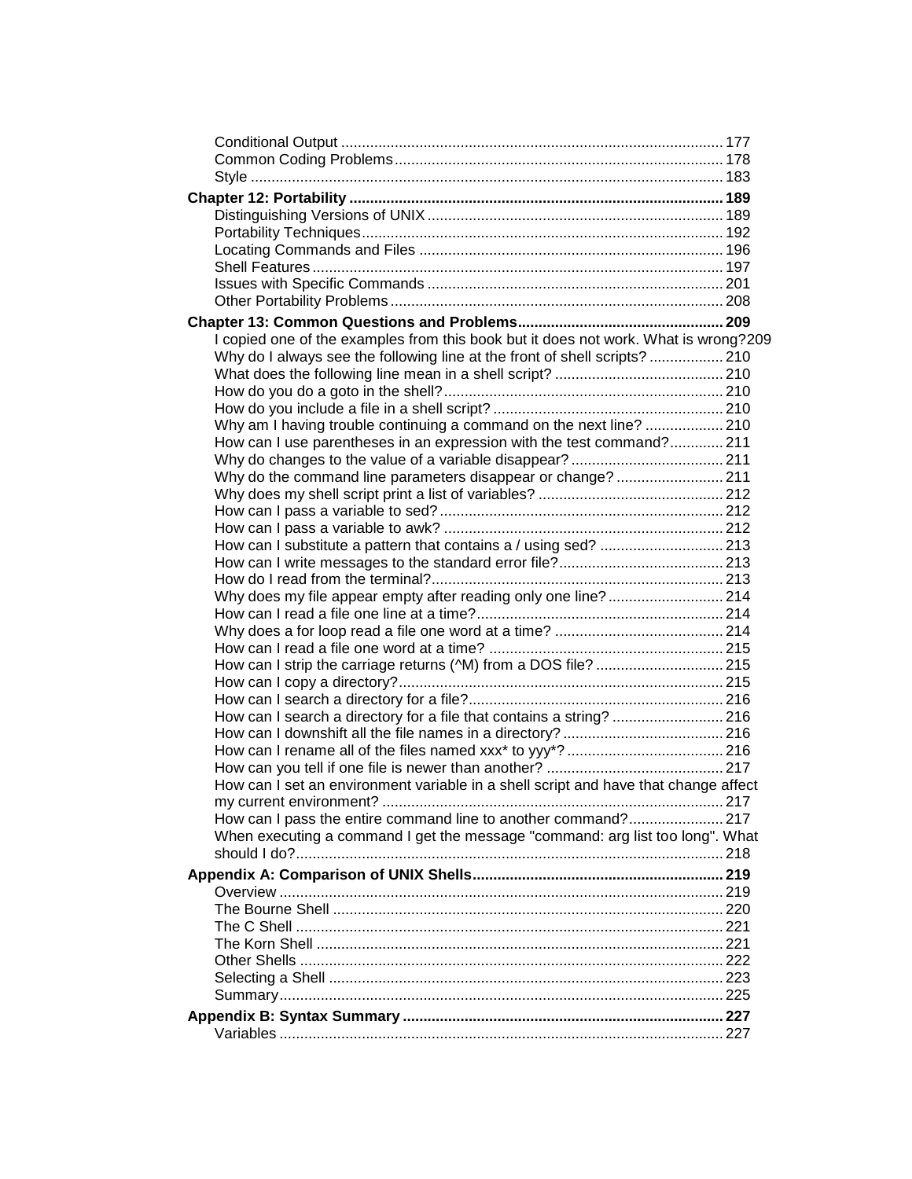Conditional Output ............................................................................................ 177
Common Coding Problems............................................................................... 178
Style .................................................................................................................. 183

**Chapter 12: Portability ......................................................................................... 189**
Distinguishing Versions of UNIX ....................................................................... 189
Portability Techniques....................................................................................... 192
Locating Commands and Files ......................................................................... 196
Shell Features................................................................................................... 197
Issues with Specific Commands ....................................................................... 201
Other Portability Problems................................................................................ 208

**Chapter 13: Common Questions and Problems................................................. 209**
I copied one of the examples from this book but it does not work. What is wrong?209
Why do I always see the following line at the front of shell scripts? ................. 210
What does the following line mean in a shell script? ......................................... 210
How do you do a goto in the shell?................................................................... 210
How do you include a file in a shell script? ....................................................... 210
Why am I having trouble continuing a command on the next line? .................. 210
How can I use parentheses in an expression with the test command?............. 211
Why do changes to the value of a variable disappear?..................................... 211
Why do the command line parameters disappear or change? .......................... 211
Why does my shell script print a list of variables? ............................................ 212
How can I pass a variable to sed?..................................................................... 212
How can I pass a variable to awk? ................................................................... 212
How can I substitute a pattern that contains a / using sed? ............................. 213
How can I write messages to the standard error file?........................................ 213
How do I read from the terminal?...................................................................... 213
Why does my file appear empty after reading only one line?............................ 214
How can I read a file one line at a time?........................................................... 214
Why does a for loop read a file one word at a time? ......................................... 214
How can I read a file one word at a time? ........................................................ 215
How can I strip the carriage returns (^M) from a DOS file? ............................... 215
How can I copy a directory?.............................................................................. 215
How can I search a directory for a file?............................................................. 216
How can I search a directory for a file that contains a string? ........................... 216
How can I downshift all the file names in a directory? ....................................... 216
How can I rename all of the files named xxx* to yyy*? ...................................... 216
How can you tell if one file is newer than another? ........................................... 217
How can I set an environment variable in a shell script and have that change affect my current environment? .................................................................................. 217
How can I pass the entire command line to another command?....................... 217
When executing a command I get the message "command: arg list too long". What should I do?....................................................................................................... 218

**Appendix A: Comparison of UNIX Shells............................................................ 219**
Overview ........................................................................................................... 219
The Bourne Shell .............................................................................................. 220
The C Shell ....................................................................................................... 221
The Korn Shell .................................................................................................. 221
Other Shells ...................................................................................................... 222
Selecting a Shell ............................................................................................... 223
Summary........................................................................................................... 225

**Appendix B: Syntax Summary ............................................................................ 227**
Variables ........................................................................................................... 227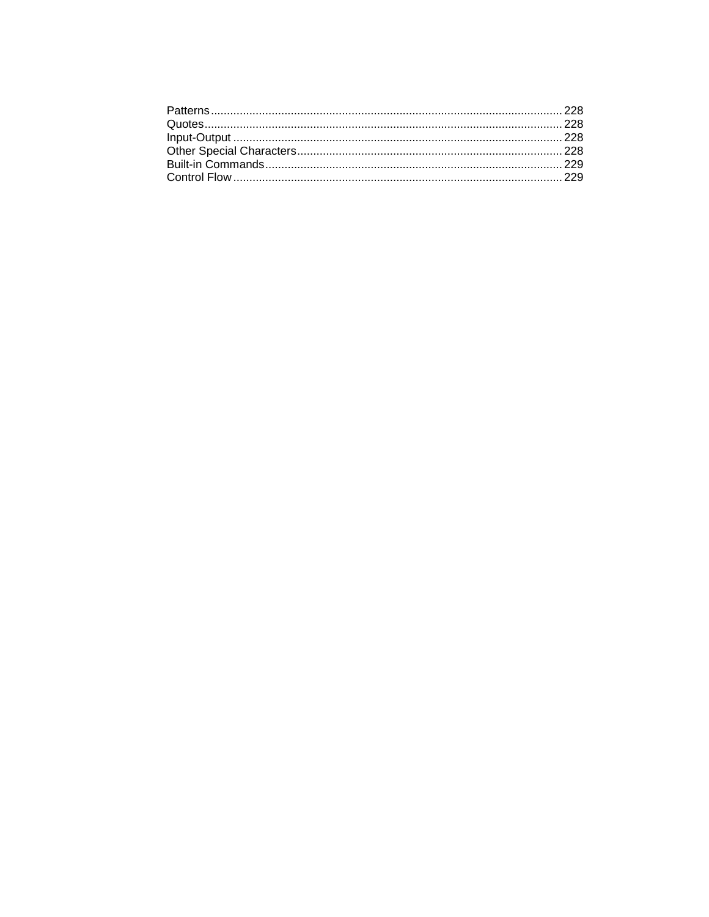Patterns ........................................................................................................ 228
Quotes ........................................................................................................... 228
Input-Output .................................................................................................. 228
Other Special Characters .............................................................................. 228
Built-in Commands ........................................................................................ 229
Control Flow .................................................................................................. 229